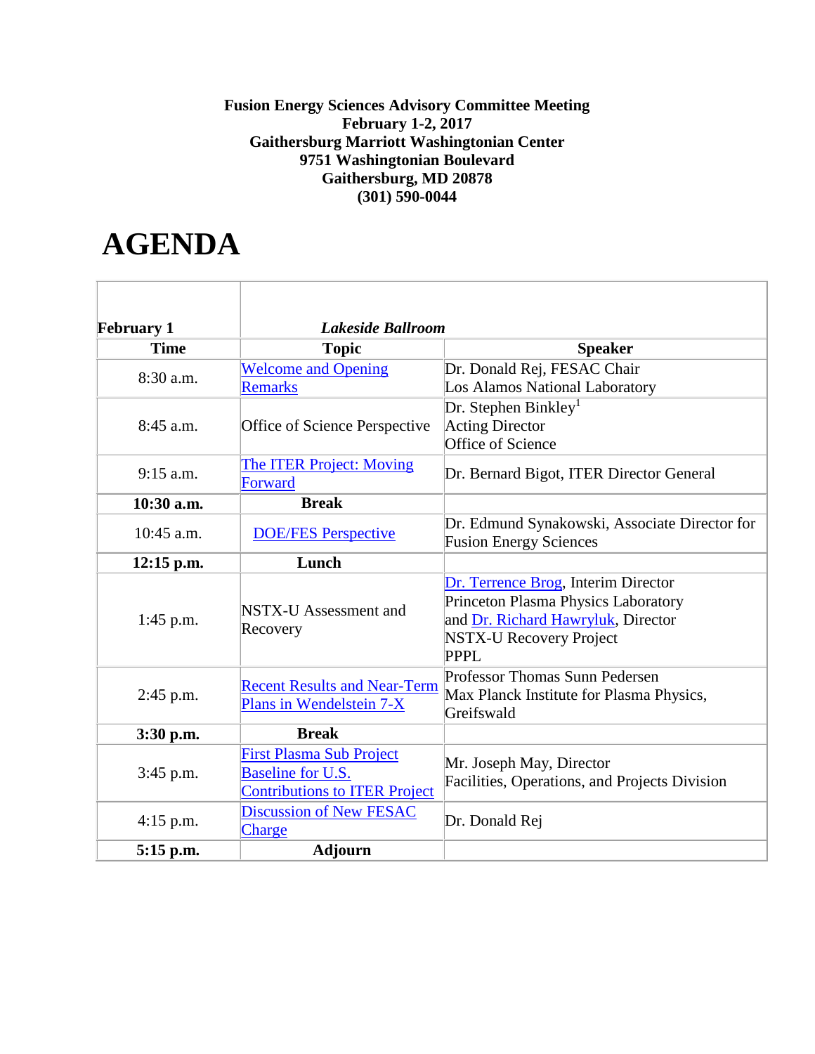**Fusion Energy Sciences Advisory Committee Meeting**
**February 1-2, 2017**
**Gaithersburg Marriott Washingtonian Center**
**9751 Washingtonian Boulevard**
**Gaithersburg, MD 20878**
**(301) 590-0044**

# AGENDA

| **February 1** | ***Lakeside Ballroom*** | |
|---|---|---|
| **Time** | **Topic** | **Speaker** |
| 8:30 a.m. | Welcome and Opening Remarks | Dr. Donald Rej, FESAC Chair<br>Los Alamos National Laboratory |
| 8:45 a.m. | Office of Science Perspective | Dr. Stephen Binkley[1]<br>Acting Director<br>Office of Science |
| 9:15 a.m. | The ITER Project: Moving Forward | Dr. Bernard Bigot, ITER Director General |
| **10:30 a.m.** | **Break** | |
| 10:45 a.m. | DOE/FES Perspective | Dr. Edmund Synakowski, Associate Director for Fusion Energy Sciences |
| **12:15 p.m.** | **Lunch** | |
| 1:45 p.m. | NSTX-U Assessment and Recovery | Dr. Terrence Brog, Interim Director<br>Princeton Plasma Physics Laboratory<br>and Dr. Richard Hawryluk, Director<br>NSTX-U Recovery Project<br>PPPL |
| 2:45 p.m. | Recent Results and Near-Term Plans in Wendelstein 7-X | Professor Thomas Sunn Pedersen<br>Max Planck Institute for Plasma Physics, Greifswald |
| **3:30 p.m.** | **Break** | |
| 3:45 p.m. | First Plasma Sub Project Baseline for U.S. Contributions to ITER Project | Mr. Joseph May, Director<br>Facilities, Operations, and Projects Division |
| 4:15 p.m. | Discussion of New FESAC Charge | Dr. Donald Rej |
| **5:15 p.m.** | **Adjourn** | |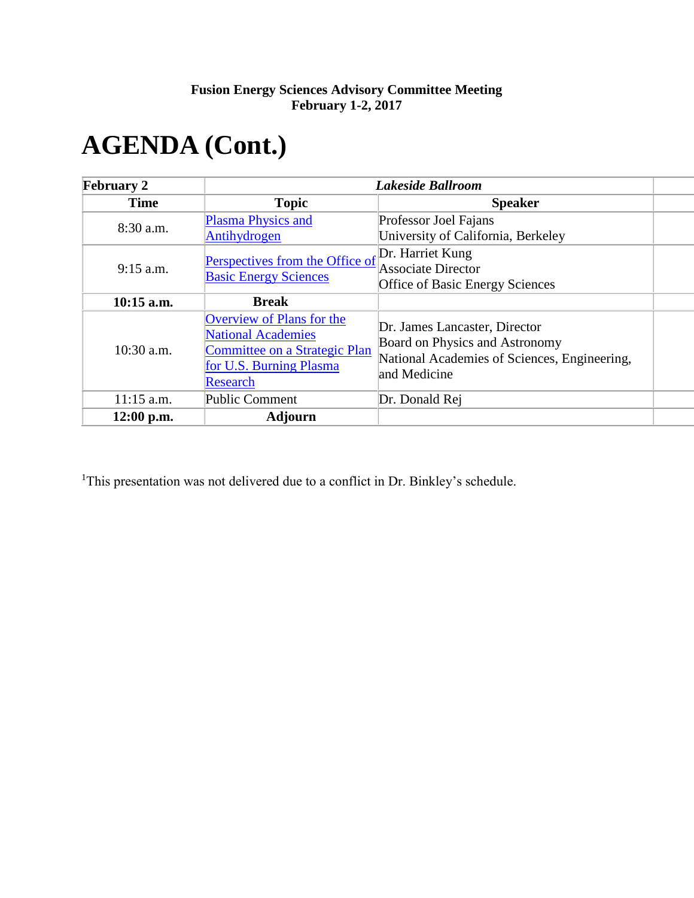**Fusion Energy Sciences Advisory Committee Meeting**
**February 1-2, 2017**

# AGENDA (Cont.)

| **February 2** | ***Lakeside Ballroom*** | | |
|---|---|---|---|
| **Time** | **Topic** | **Speaker** | |
| 8:30 a.m. | Plasma Physics and Antihydrogen | Professor Joel Fajans<br>University of California, Berkeley | |
| 9:15 a.m. | Perspectives from the Office of Basic Energy Sciences | Dr. Harriet Kung<br>Associate Director<br>Office of Basic Energy Sciences | |
| **10:15 a.m.** | **Break** | | |
| 10:30 a.m. | Overview of Plans for the National Academies Committee on a Strategic Plan for U.S. Burning Plasma Research | Dr. James Lancaster, Director<br>Board on Physics and Astronomy<br>National Academies of Sciences, Engineering, and Medicine | |
| 11:15 a.m. | Public Comment | Dr. Donald Rej | |
| **12:00 p.m.** | **Adjourn** | | |

[1]This presentation was not delivered due to a conflict in Dr. Binkley's schedule.